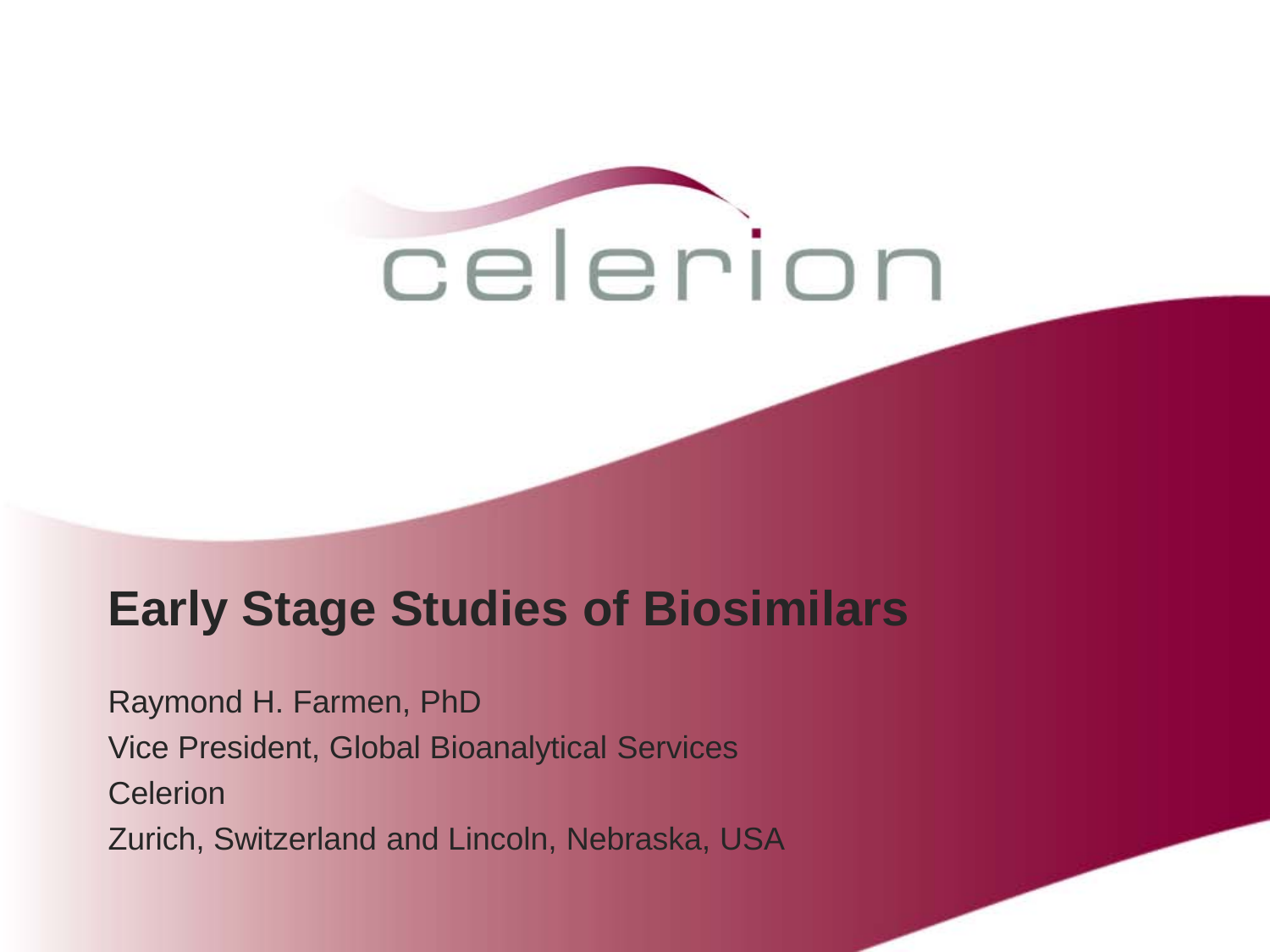celerion

# Early Stage Studies of Biosimilars

Raymond H. Farmen, PhD

Vice President, Global Bioanalytical Services

Celerion

Zurich, Switzerland and Lincoln, Nebraska, USA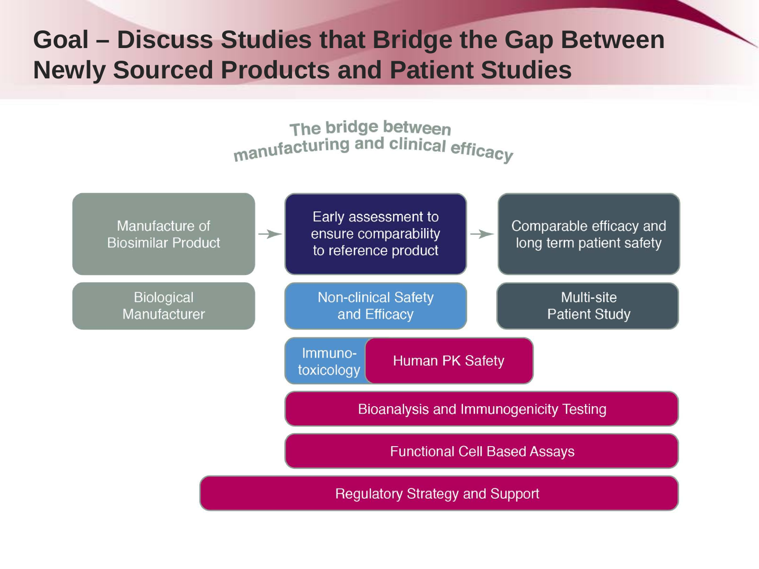# Goal – Discuss Studies that Bridge the Gap Between Newly Sourced Products and Patient Studies

The bridge between manufacturing and clinical efficacy

Manufacture of Biosimilar Product → Early assessment to ensure comparability to reference product → Comparable efficacy and long term patient safety

Biological Manufacturer

Non-clinical Safety and Efficacy

Multi-site Patient Study

Immuno-toxicology

Human PK Safety

Bioanalysis and Immunogenicity Testing

Functional Cell Based Assays

Regulatory Strategy and Support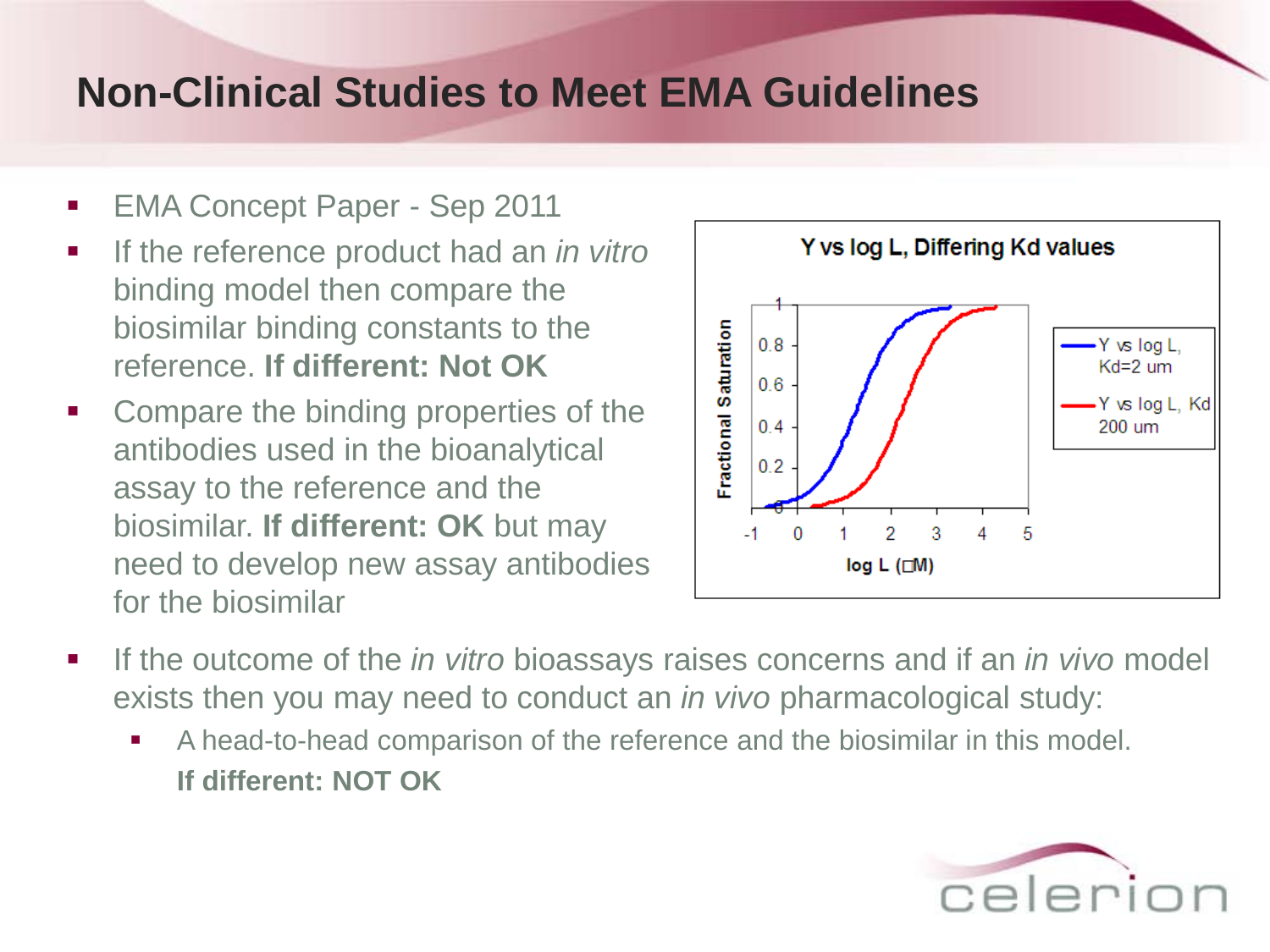# Non-Clinical Studies to Meet EMA Guidelines

- EMA Concept Paper - Sep 2011
- If the reference product had an *in vitro* binding model then compare the biosimilar binding constants to the reference. **If different: Not OK**
- Compare the binding properties of the antibodies used in the bioanalytical assay to the reference and the biosimilar. **If different: OK** but may need to develop new assay antibodies for the biosimilar

Y vs log L, Differing Kd values

- If the outcome of the *in vitro* bioassays raises concerns and if an *in vivo* model exists then you may need to conduct an *in vivo* pharmacological study:
  - A head-to-head comparison of the reference and the biosimilar in this model. **If different: NOT OK**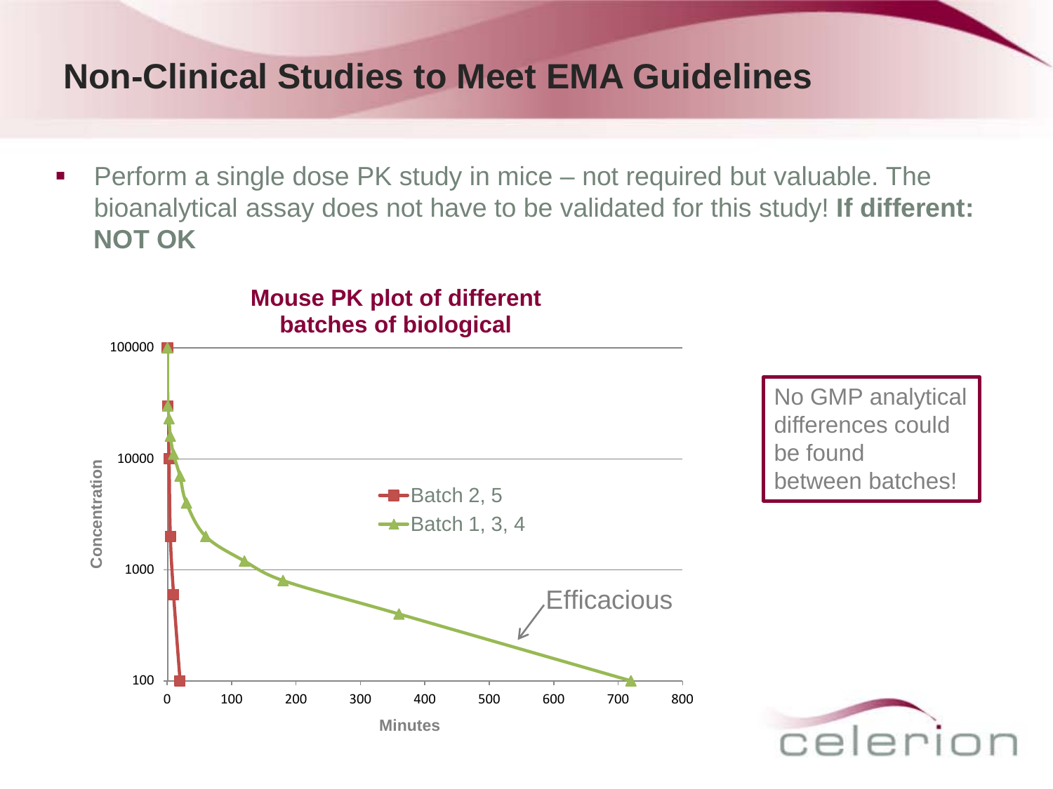# Non-Clinical Studies to Meet EMA Guidelines

- Perform a single dose PK study in mice – not required but valuable. The bioanalytical assay does not have to be validated for this study! **If different: NOT OK**

**Mouse PK plot of different batches of biological**

Concentration (100 – 100000, log scale) vs. Minutes (0 – 800)

- Batch 2, 5
- Batch 1, 3, 4

Efficacious

No GMP analytical differences could be found between batches!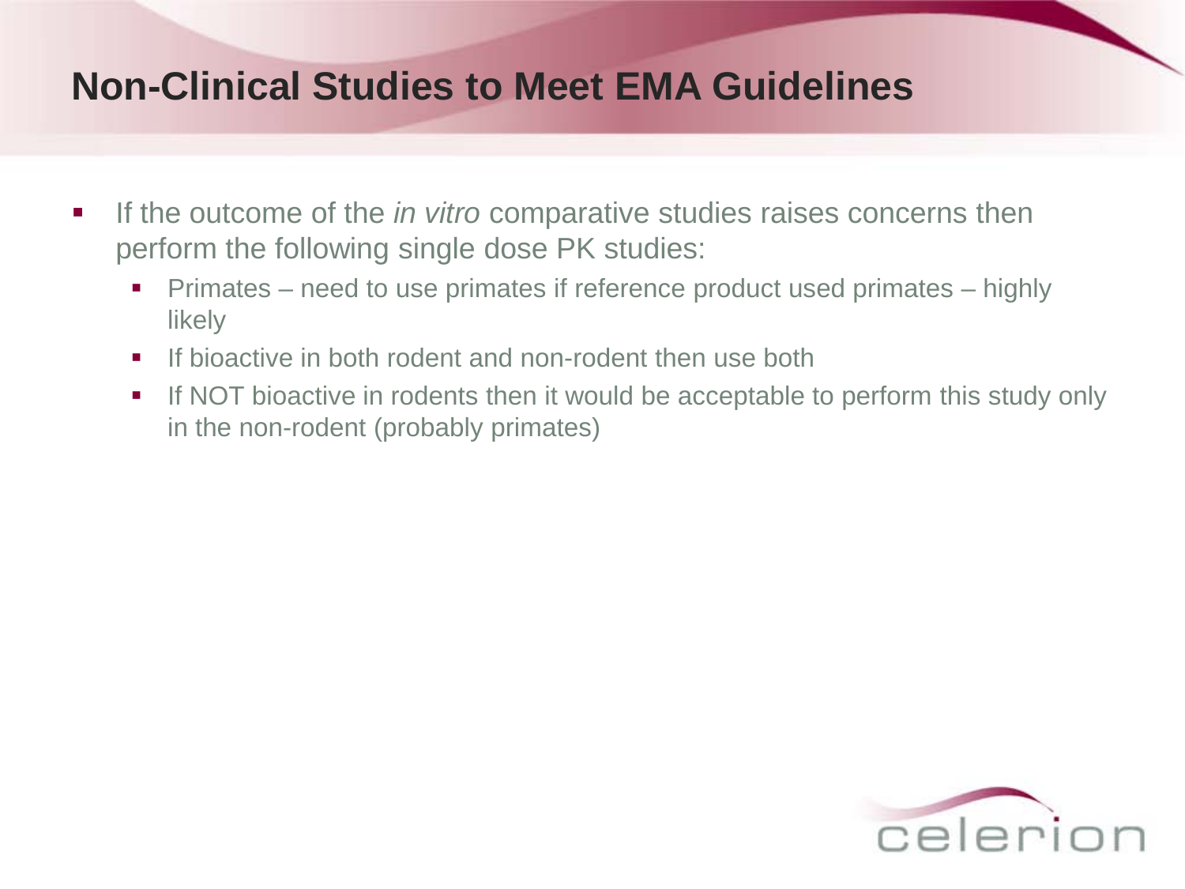# Non-Clinical Studies to Meet EMA Guidelines

- If the outcome of the *in vitro* comparative studies raises concerns then perform the following single dose PK studies:
  - Primates – need to use primates if reference product used primates – highly likely
  - If bioactive in both rodent and non-rodent then use both
  - If NOT bioactive in rodents then it would be acceptable to perform this study only in the non-rodent (probably primates)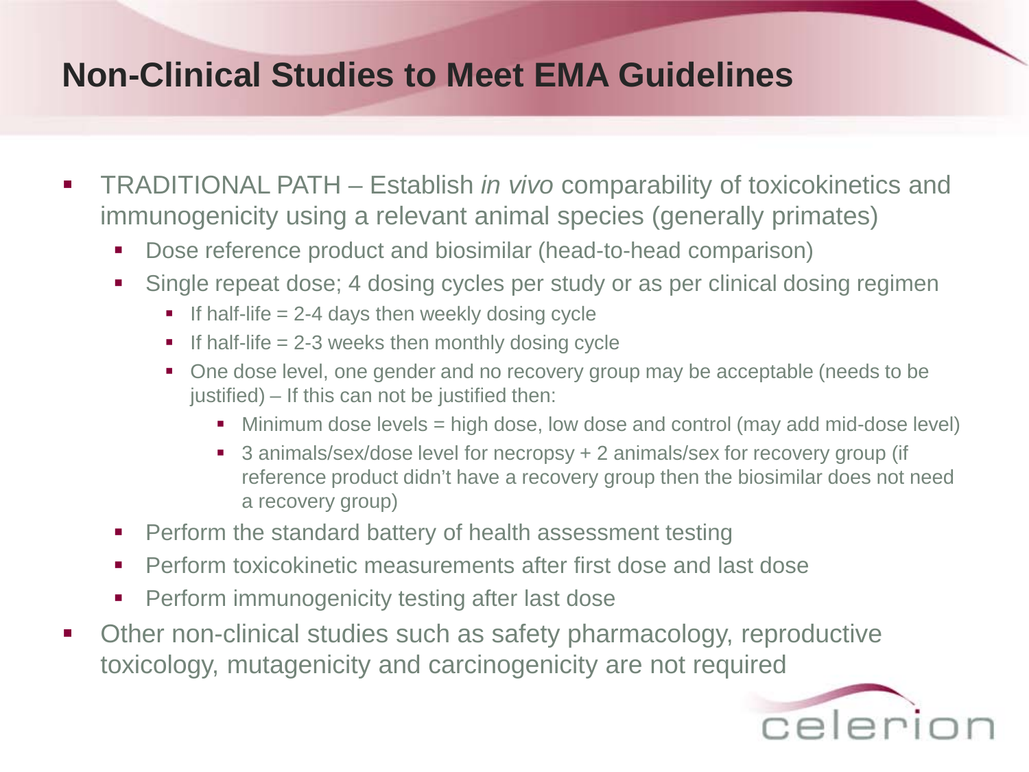# Non-Clinical Studies to Meet EMA Guidelines

- TRADITIONAL PATH – Establish *in vivo* comparability of toxicokinetics and immunogenicity using a relevant animal species (generally primates)
  - Dose reference product and biosimilar (head-to-head comparison)
  - Single repeat dose; 4 dosing cycles per study or as per clinical dosing regimen
    - If half-life = 2-4 days then weekly dosing cycle
    - If half-life = 2-3 weeks then monthly dosing cycle
    - One dose level, one gender and no recovery group may be acceptable (needs to be justified) – If this can not be justified then:
      - Minimum dose levels = high dose, low dose and control (may add mid-dose level)
      - 3 animals/sex/dose level for necropsy + 2 animals/sex for recovery group (if reference product didn't have a recovery group then the biosimilar does not need a recovery group)
  - Perform the standard battery of health assessment testing
  - Perform toxicokinetic measurements after first dose and last dose
  - Perform immunogenicity testing after last dose
- Other non-clinical studies such as safety pharmacology, reproductive toxicology, mutagenicity and carcinogenicity are not required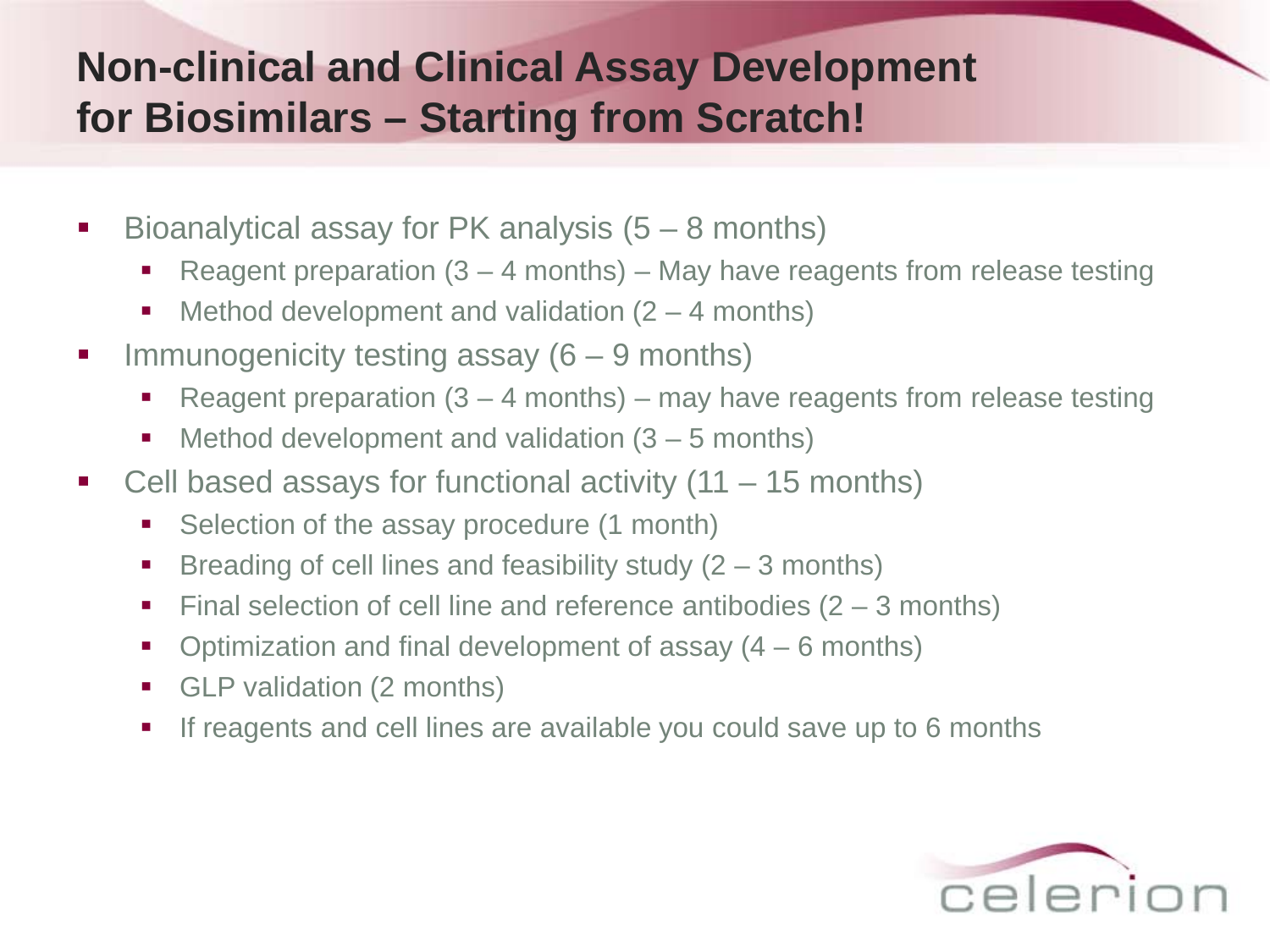# Non-clinical and Clinical Assay Development for Biosimilars – Starting from Scratch!

- Bioanalytical assay for PK analysis (5 – 8 months)
  - Reagent preparation (3 – 4 months) – May have reagents from release testing
  - Method development and validation (2 – 4 months)
- Immunogenicity testing assay (6 – 9 months)
  - Reagent preparation (3 – 4 months) – may have reagents from release testing
  - Method development and validation (3 – 5 months)
- Cell based assays for functional activity (11 – 15 months)
  - Selection of the assay procedure (1 month)
  - Breading of cell lines and feasibility study (2 – 3 months)
  - Final selection of cell line and reference antibodies (2 – 3 months)
  - Optimization and final development of assay (4 – 6 months)
  - GLP validation (2 months)
  - If reagents and cell lines are available you could save up to 6 months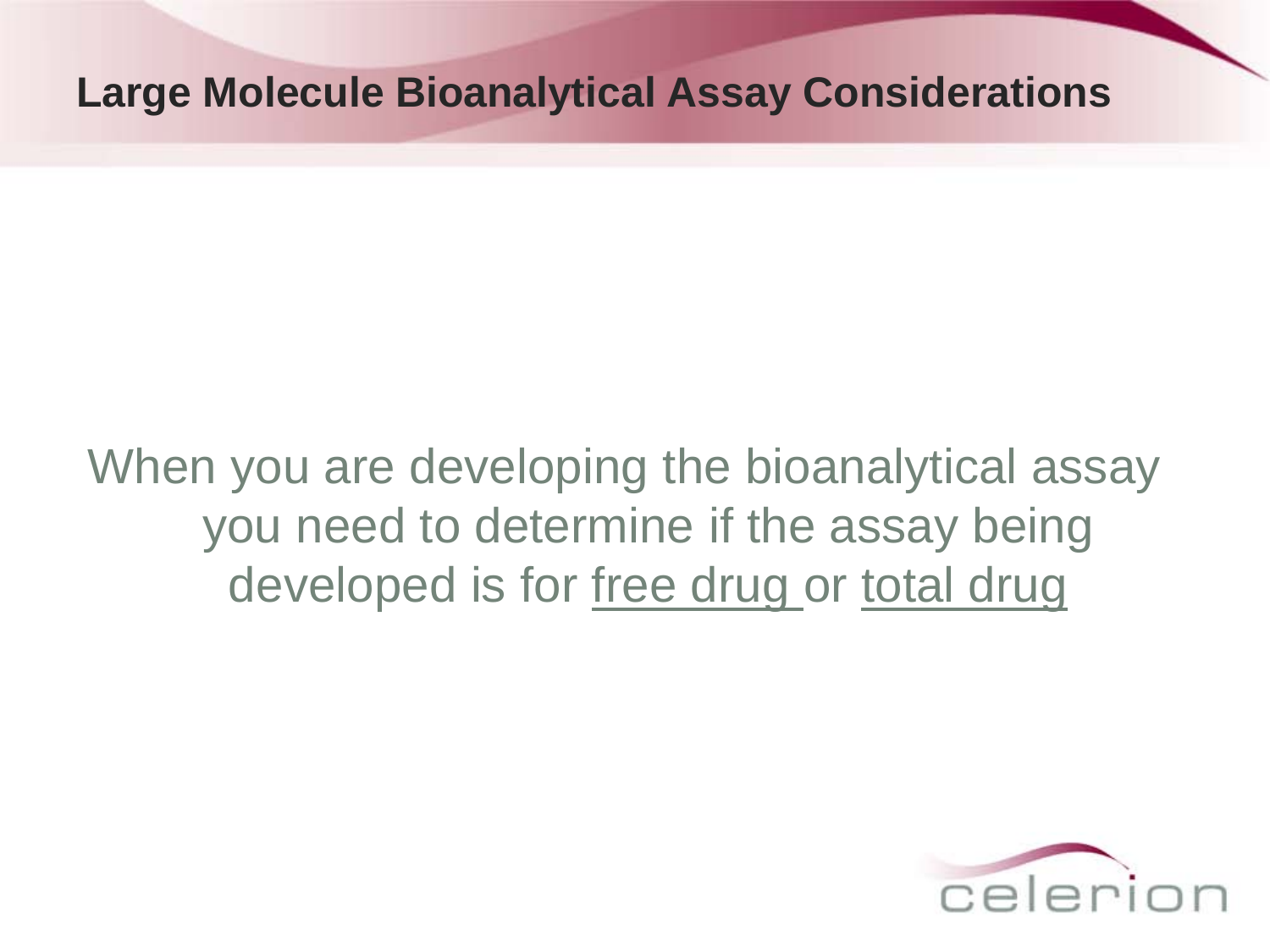# Large Molecule Bioanalytical Assay Considerations

When you are developing the bioanalytical assay you need to determine if the assay being developed is for <u>free drug</u> or <u>total drug</u>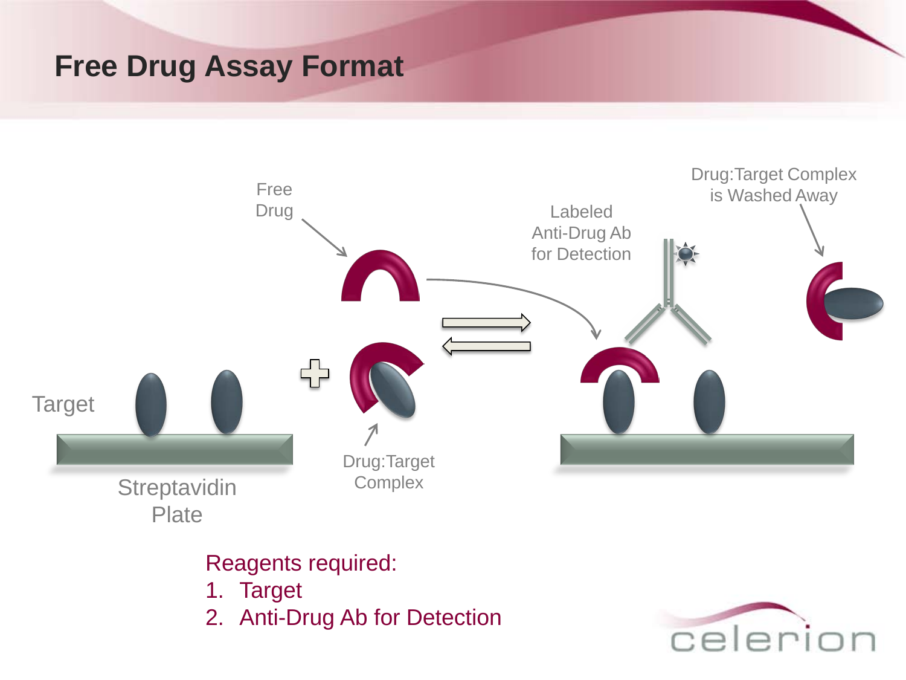# Free Drug Assay Format

Free Drug

Drug:Target Complex is Washed Away

Labeled Anti-Drug Ab for Detection

Target

Streptavidin Plate

Drug:Target Complex

Reagents required:

1. Target
2. Anti-Drug Ab for Detection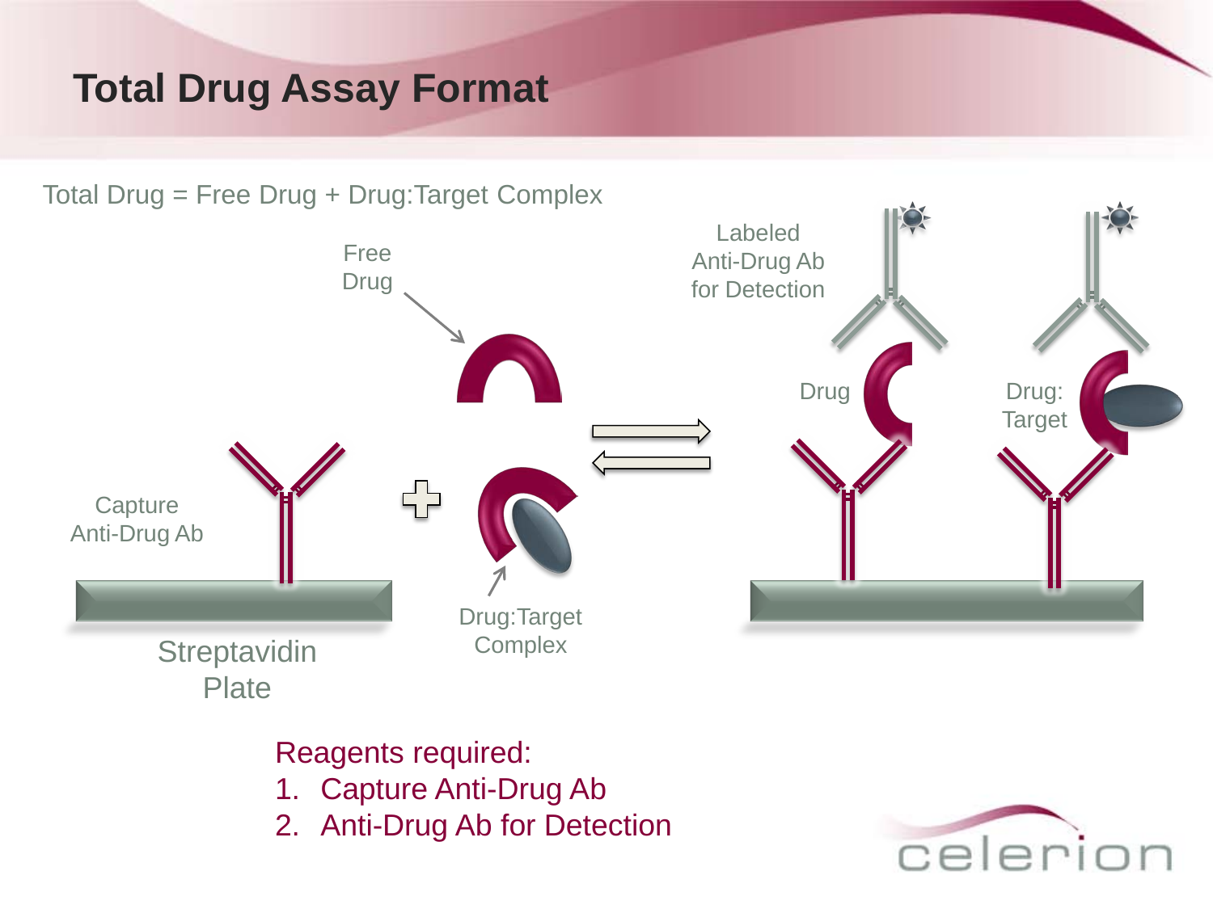# Total Drug Assay Format

Total Drug = Free Drug + Drug:Target Complex

Free Drug

Labeled Anti-Drug Ab for Detection

Drug

Drug: Target

Capture Anti-Drug Ab

Streptavidin Plate

Drug:Target Complex

Reagents required:

1. Capture Anti-Drug Ab
2. Anti-Drug Ab for Detection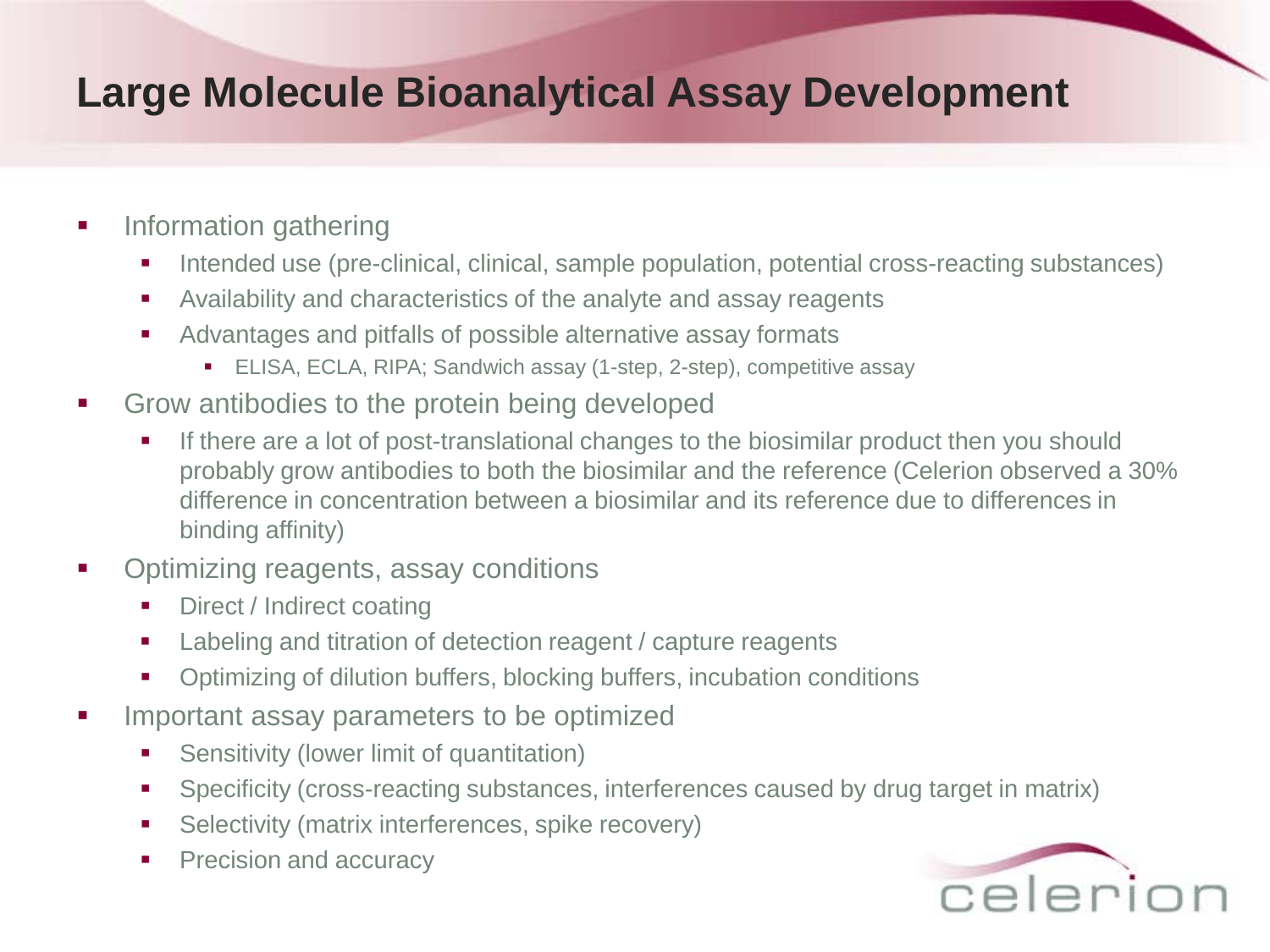# Large Molecule Bioanalytical Assay Development

- Information gathering
  - Intended use (pre-clinical, clinical, sample population, potential cross-reacting substances)
  - Availability and characteristics of the analyte and assay reagents
  - Advantages and pitfalls of possible alternative assay formats
    - ELISA, ECLA, RIPA; Sandwich assay (1-step, 2-step), competitive assay
- Grow antibodies to the protein being developed
  - If there are a lot of post-translational changes to the biosimilar product then you should probably grow antibodies to both the biosimilar and the reference (Celerion observed a 30% difference in concentration between a biosimilar and its reference due to differences in binding affinity)
- Optimizing reagents, assay conditions
  - Direct / Indirect coating
  - Labeling and titration of detection reagent / capture reagents
  - Optimizing of dilution buffers, blocking buffers, incubation conditions
- Important assay parameters to be optimized
  - Sensitivity (lower limit of quantitation)
  - Specificity (cross-reacting substances, interferences caused by drug target in matrix)
  - Selectivity (matrix interferences, spike recovery)
  - Precision and accuracy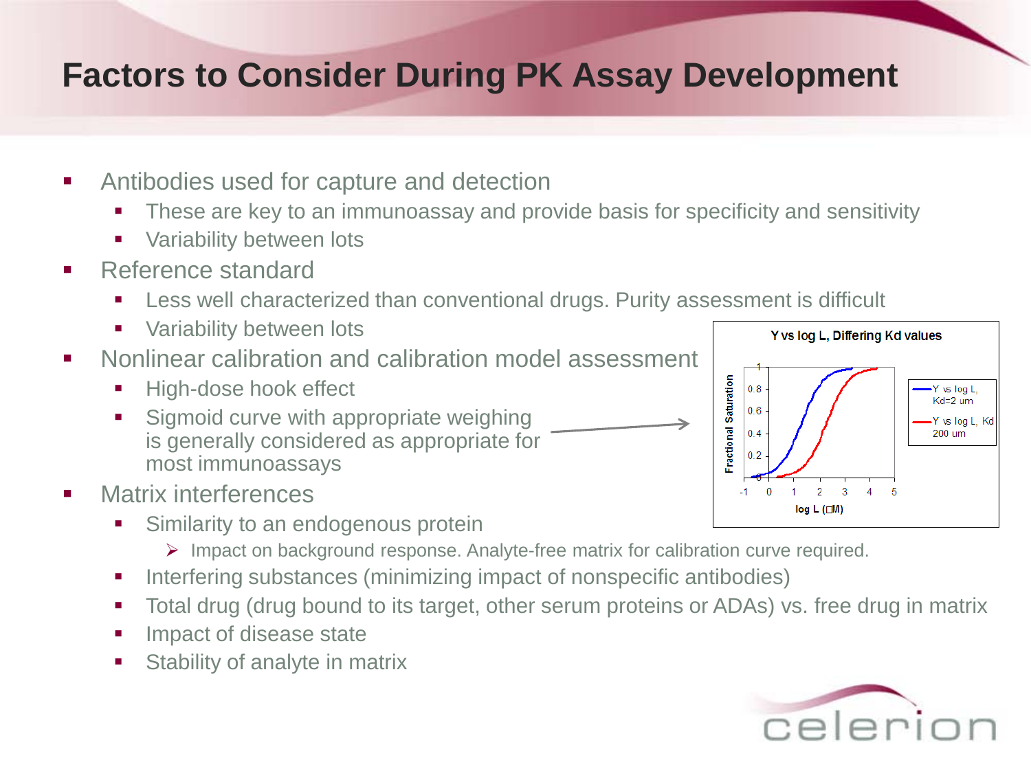# Factors to Consider During PK Assay Development

- Antibodies used for capture and detection
  - These are key to an immunoassay and provide basis for specificity and sensitivity
  - Variability between lots
- Reference standard
  - Less well characterized than conventional drugs. Purity assessment is difficult
  - Variability between lots
- Nonlinear calibration and calibration model assessment
  - High-dose hook effect
  - Sigmoid curve with appropriate weighing is generally considered as appropriate for most immunoassays
- Matrix interferences
  - Similarity to an endogenous protein
    - Impact on background response. Analyte-free matrix for calibration curve required.
  - Interfering substances (minimizing impact of nonspecific antibodies)
  - Total drug (drug bound to its target, other serum proteins or ADAs) vs. free drug in matrix
  - Impact of disease state
  - Stability of analyte in matrix

**Y vs log L, Differing Kd values**

Fractional Saturation vs. log L (µM)

- Y vs log L, Kd=2 um
- Y vs log L, Kd 200 um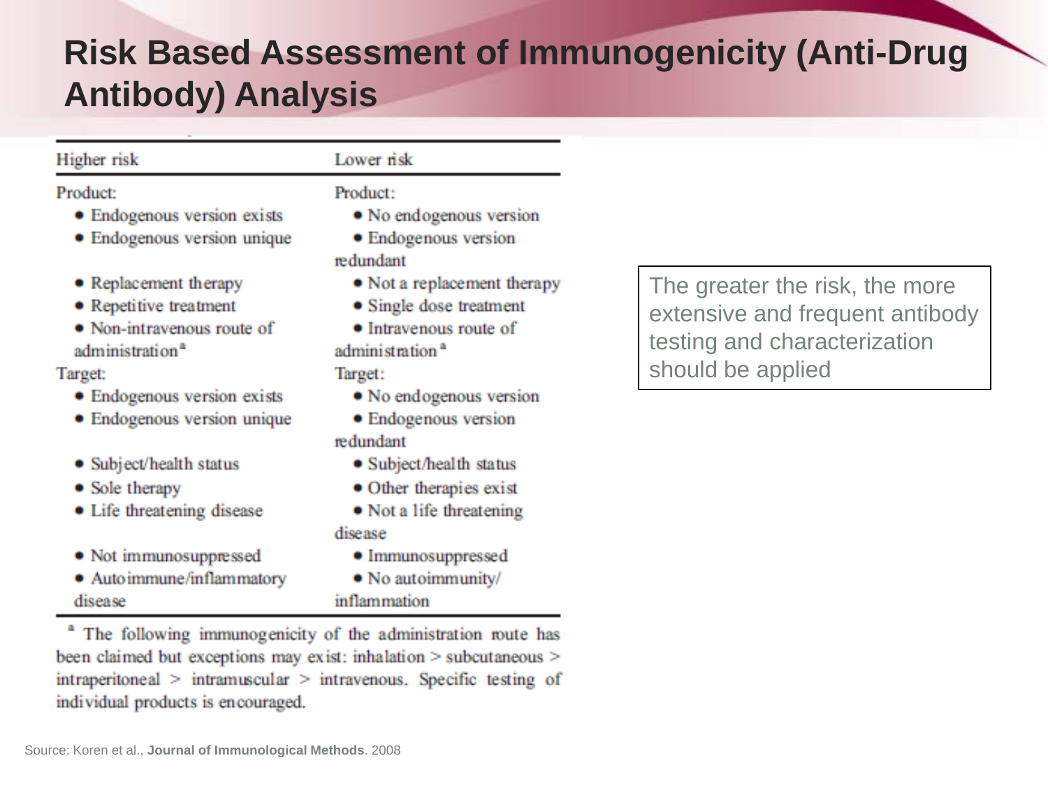# Risk Based Assessment of Immunogenicity (Anti-Drug Antibody) Analysis

| Higher risk | Lower risk |
|---|---|
| Product: | Product: |
| • Endogenous version exists | • No endogenous version |
| • Endogenous version unique | • Endogenous version redundant |
| • Replacement therapy | • Not a replacement therapy |
| • Repetitive treatment | • Single dose treatment |
| • Non-intravenous route of administration[a] | • Intravenous route of administration[a] |
| Target: | Target: |
| • Endogenous version exists | • No endogenous version |
| • Endogenous version unique | • Endogenous version redundant |
| • Subject/health status | • Subject/health status |
| • Sole therapy | • Other therapies exist |
| • Life threatening disease | • Not a life threatening disease |
| • Not immunosuppressed | • Immunosuppressed |
| • Autoimmune/inflammatory disease | • No autoimmunity/ inflammation |

[a] The following immunogenicity of the administration route has been claimed but exceptions may exist: inhalation > subcutaneous > intraperitoneal > intramuscular > intravenous. Specific testing of individual products is encouraged.

The greater the risk, the more extensive and frequent antibody testing and characterization should be applied

Source: Koren et al., **Journal of Immunological Methods**. 2008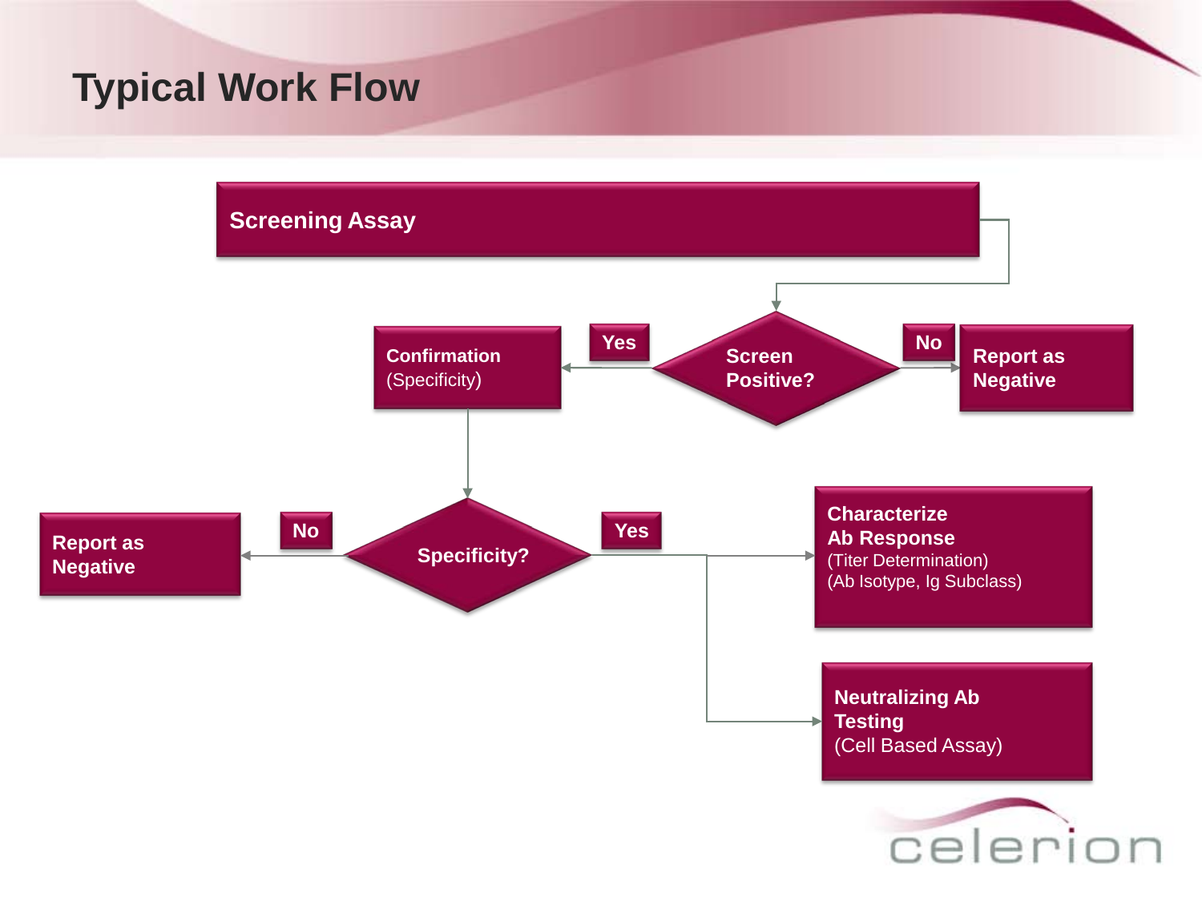# Typical Work Flow

- Screening Assay
- Screen Positive?
  - No → Report as Negative
  - Yes → Confirmation (Specificity)
- Specificity?
  - No → Report as Negative
  - Yes →
    - Characterize Ab Response (Titer Determination) (Ab Isotype, Ig Subclass)
    - Neutralizing Ab Testing (Cell Based Assay)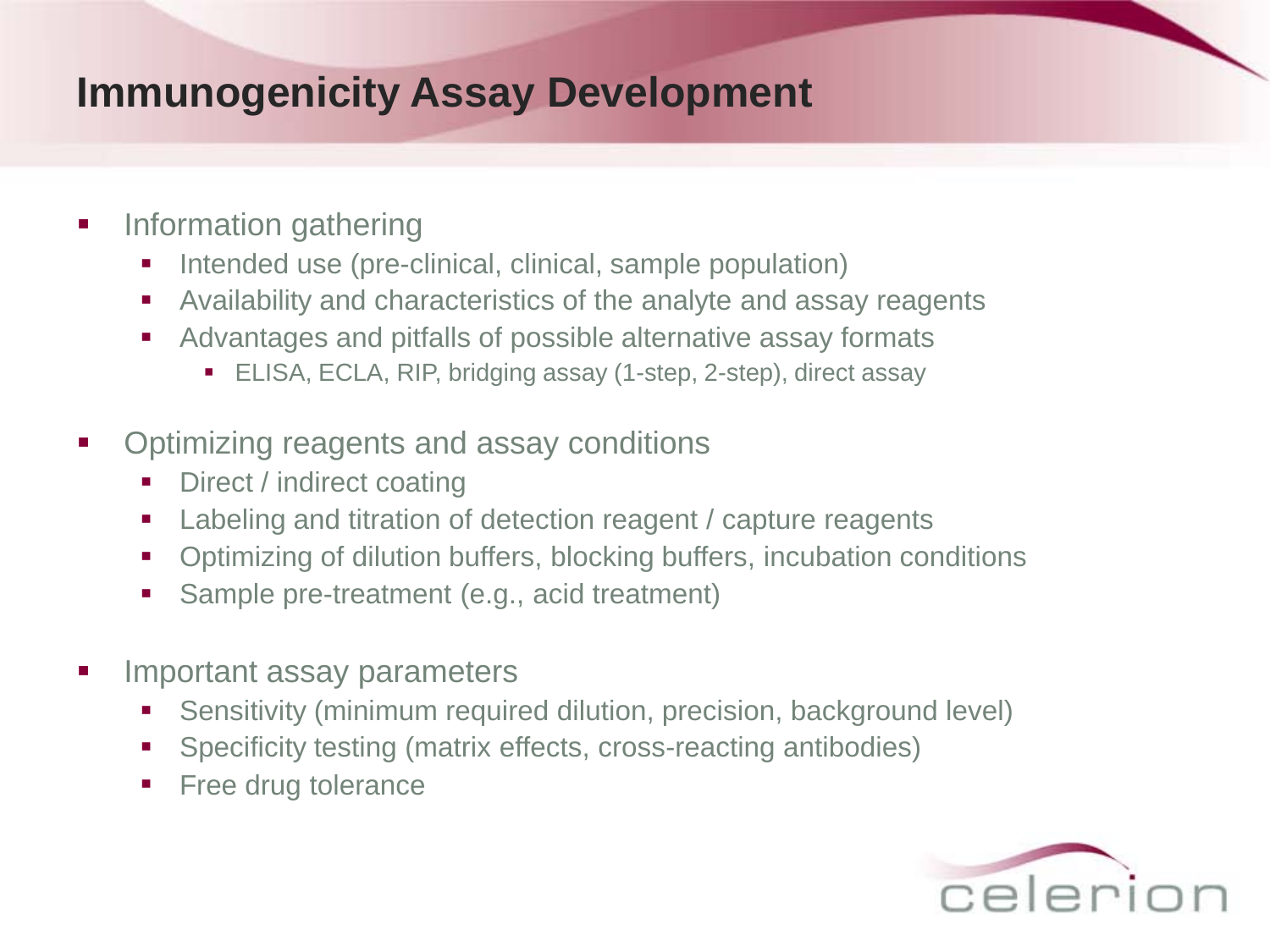# Immunogenicity Assay Development

- Information gathering
  - Intended use (pre-clinical, clinical, sample population)
  - Availability and characteristics of the analyte and assay reagents
  - Advantages and pitfalls of possible alternative assay formats
    - ELISA, ECLA, RIP, bridging assay (1-step, 2-step), direct assay

- Optimizing reagents and assay conditions
  - Direct / indirect coating
  - Labeling and titration of detection reagent / capture reagents
  - Optimizing of dilution buffers, blocking buffers, incubation conditions
  - Sample pre-treatment (e.g., acid treatment)

- Important assay parameters
  - Sensitivity (minimum required dilution, precision, background level)
  - Specificity testing (matrix effects, cross-reacting antibodies)
  - Free drug tolerance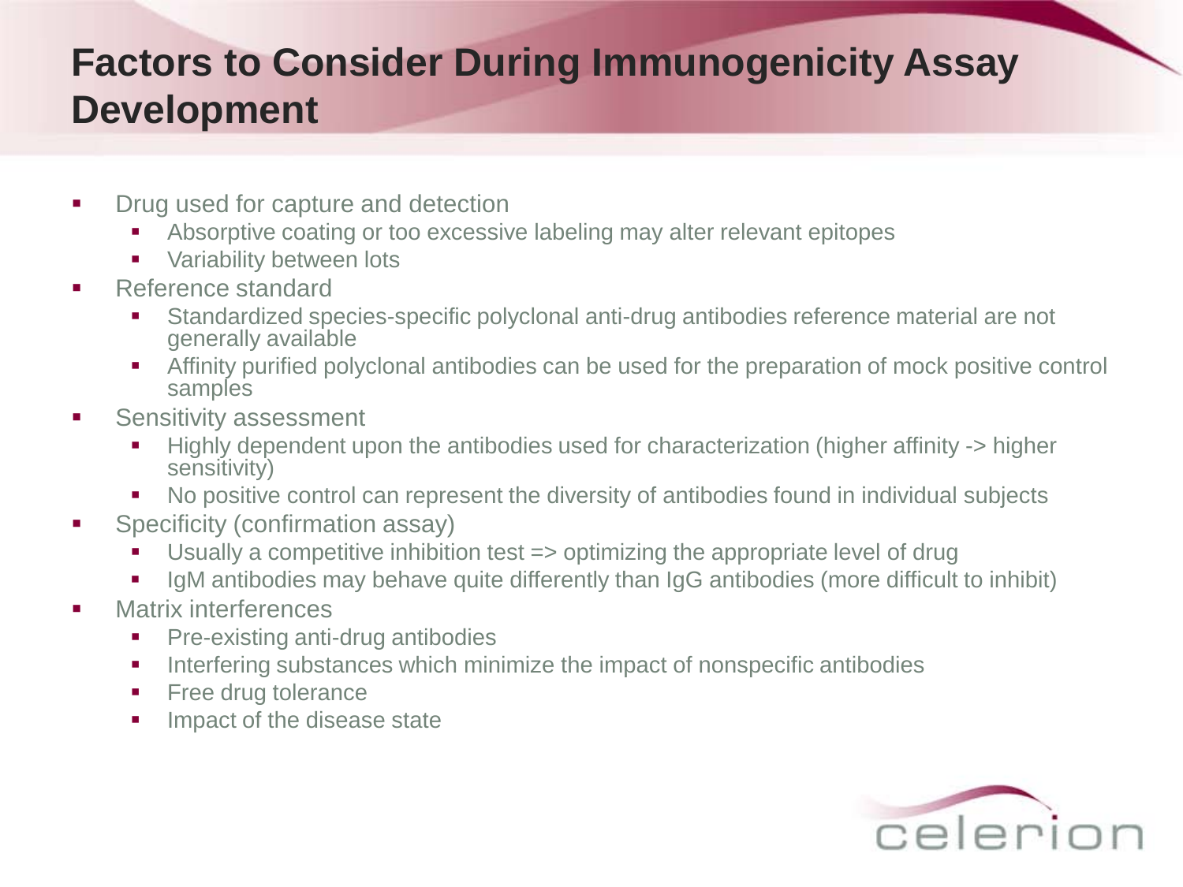# Factors to Consider During Immunogenicity Assay Development

- Drug used for capture and detection
  - Absorptive coating or too excessive labeling may alter relevant epitopes
  - Variability between lots
- Reference standard
  - Standardized species-specific polyclonal anti-drug antibodies reference material are not generally available
  - Affinity purified polyclonal antibodies can be used for the preparation of mock positive control samples
- Sensitivity assessment
  - Highly dependent upon the antibodies used for characterization (higher affinity -> higher sensitivity)
  - No positive control can represent the diversity of antibodies found in individual subjects
- Specificity (confirmation assay)
  - Usually a competitive inhibition test => optimizing the appropriate level of drug
  - IgM antibodies may behave quite differently than IgG antibodies (more difficult to inhibit)
- Matrix interferences
  - Pre-existing anti-drug antibodies
  - Interfering substances which minimize the impact of nonspecific antibodies
  - Free drug tolerance
  - Impact of the disease state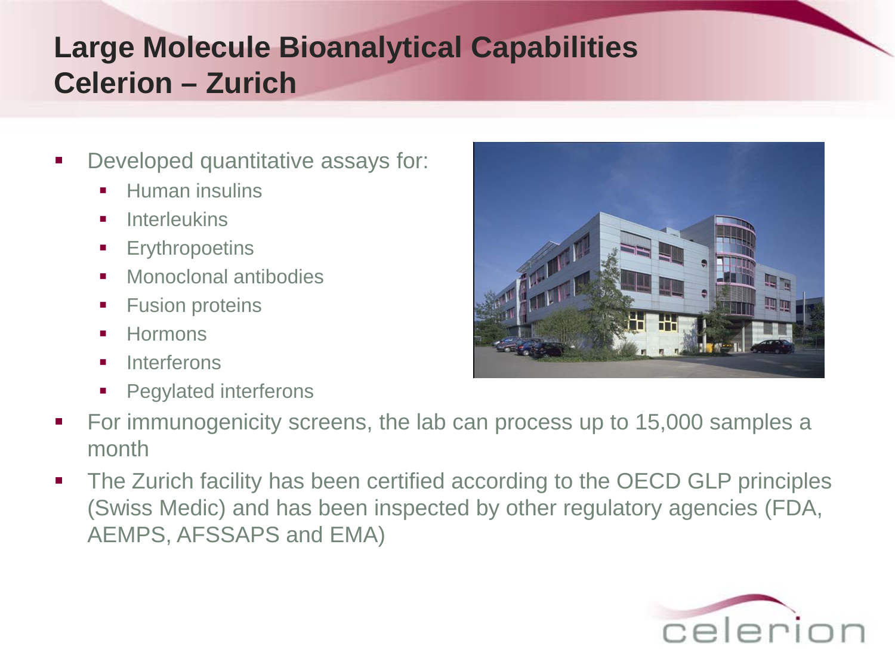# Large Molecule Bioanalytical Capabilities Celerion – Zurich

- Developed quantitative assays for:
  - Human insulins
  - Interleukins
  - Erythropoetins
  - Monoclonal antibodies
  - Fusion proteins
  - Hormons
  - Interferons
  - Pegylated interferons
- For immunogenicity screens, the lab can process up to 15,000 samples a month
- The Zurich facility has been certified according to the OECD GLP principles (Swiss Medic) and has been inspected by other regulatory agencies (FDA, AEMPS, AFSSAPS and EMA)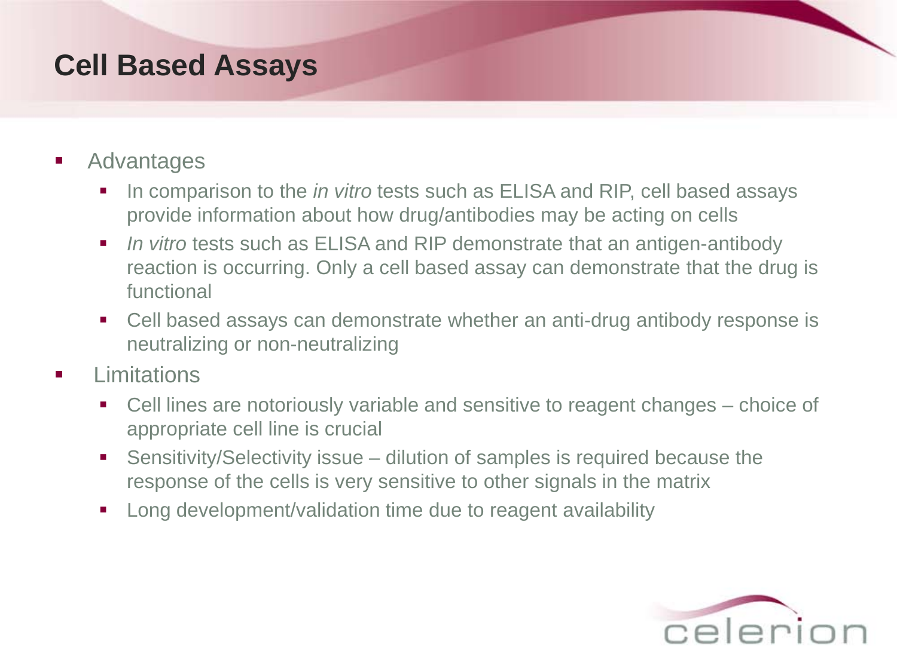# Cell Based Assays

- Advantages
  - In comparison to the *in vitro* tests such as ELISA and RIP, cell based assays provide information about how drug/antibodies may be acting on cells
  - *In vitro* tests such as ELISA and RIP demonstrate that an antigen-antibody reaction is occurring. Only a cell based assay can demonstrate that the drug is functional
  - Cell based assays can demonstrate whether an anti-drug antibody response is neutralizing or non-neutralizing
- Limitations
  - Cell lines are notoriously variable and sensitive to reagent changes – choice of appropriate cell line is crucial
  - Sensitivity/Selectivity issue – dilution of samples is required because the response of the cells is very sensitive to other signals in the matrix
  - Long development/validation time due to reagent availability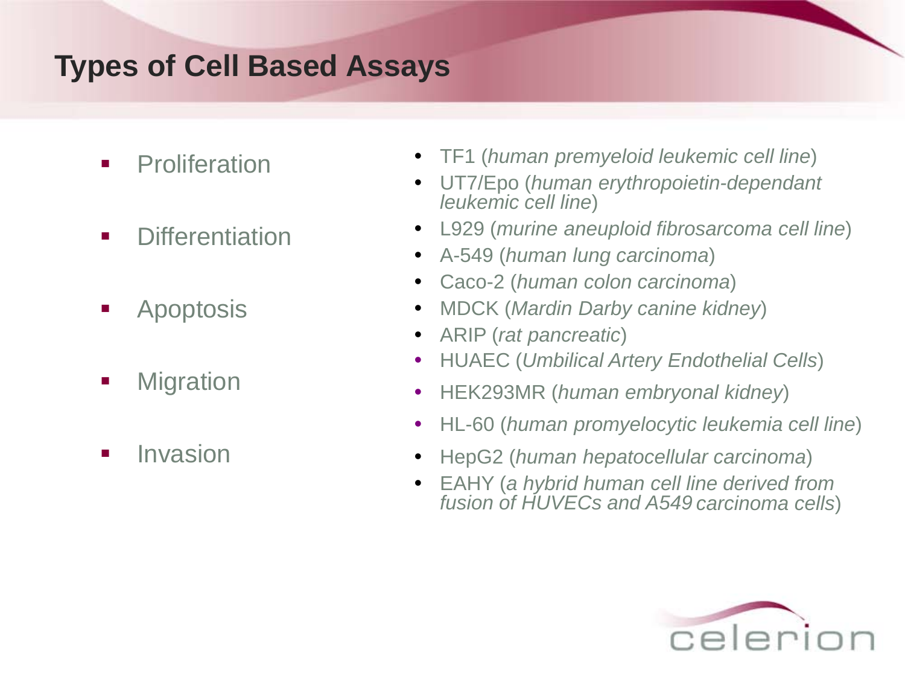# Types of Cell Based Assays

- Proliferation
- Differentiation
- Apoptosis
- Migration
- Invasion

- TF1 (*human premyeloid leukemic cell line*)
- UT7/Epo (*human erythropoietin-dependant leukemic cell line*)
- L929 (*murine aneuploid fibrosarcoma cell line*)
- A-549 (*human lung carcinoma*)
- Caco-2 (*human colon carcinoma*)
- MDCK (*Mardin Darby canine kidney*)
- ARIP (*rat pancreatic*)
- HUAEC (*Umbilical Artery Endothelial Cells*)
- HEK293MR (*human embryonal kidney*)
- HL-60 (*human promyelocytic leukemia cell line*)
- HepG2 (*human hepatocellular carcinoma*)
- EAHY (*a hybrid human cell line derived from fusion of HUVECs and A549 carcinoma cells*)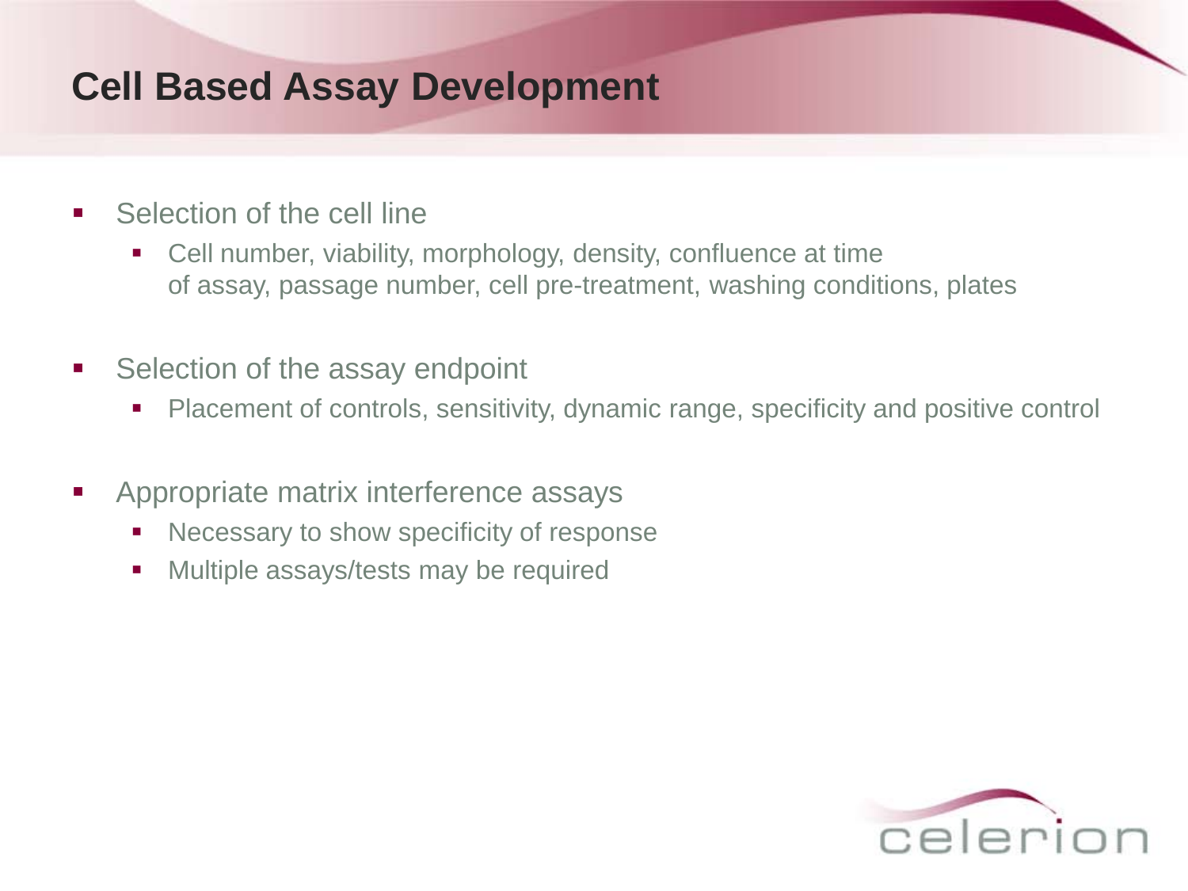# Cell Based Assay Development

- Selection of the cell line
  - Cell number, viability, morphology, density, confluence at time of assay, passage number, cell pre-treatment, washing conditions, plates
- Selection of the assay endpoint
  - Placement of controls, sensitivity, dynamic range, specificity and positive control
- Appropriate matrix interference assays
  - Necessary to show specificity of response
  - Multiple assays/tests may be required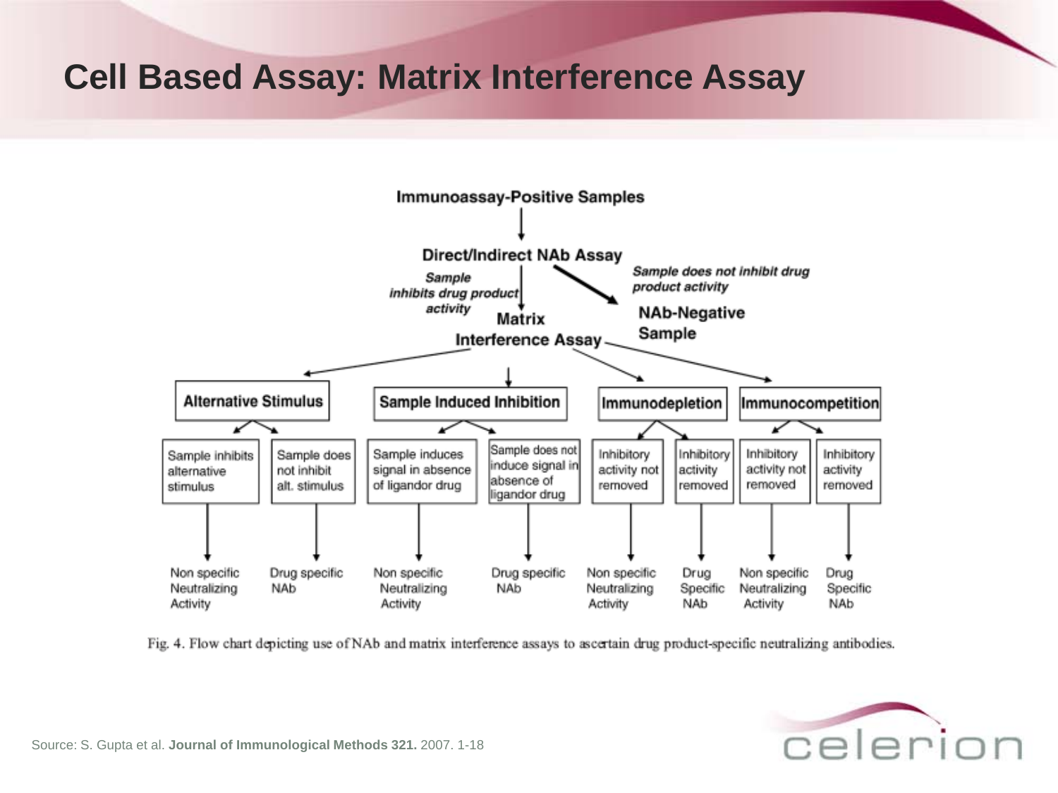# Cell Based Assay: Matrix Interference Assay

**Immunoassay-Positive Samples**

↓

**Direct/Indirect NAb Assay**

- *Sample does not inhibit drug product activity* → **NAb-Negative Sample**
- *Sample inhibits drug product activity* → **Matrix Interference Assay**

**Matrix Interference Assay**

- **Alternative Stimulus**
  - Sample inhibits alternative stimulus → Non specific Neutralizing Activity
  - Sample does not inhibit alt. stimulus → Drug specific NAb
- **Sample Induced Inhibition**
  - Sample induces signal in absence of ligandor drug → Non specific Neutralizing Activity
  - Sample does not induce signal in absence of ligandor drug → Drug specific NAb
- **Immunodepletion**
  - Inhibitory activity not removed → Non specific Neutralizing Activity
  - Inhibitory activity removed → Drug Specific NAb
- **Immunocompetition**
  - Inhibitory activity not removed → Non specific Neutralizing Activity
  - Inhibitory activity removed → Drug Specific NAb

Fig. 4. Flow chart depicting use of NAb and matrix interference assays to ascertain drug product-specific neutralizing antibodies.

Source: S. Gupta et al. **Journal of Immunological Methods 321.** 2007. 1-18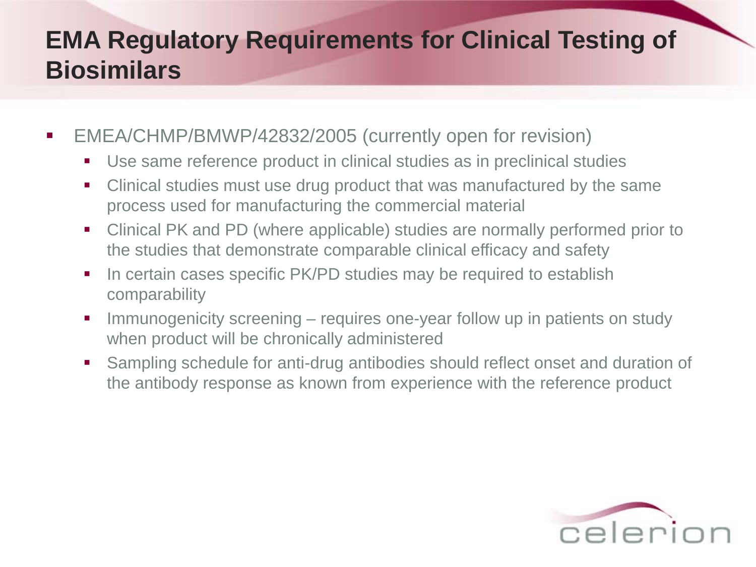# EMA Regulatory Requirements for Clinical Testing of Biosimilars

- EMEA/CHMP/BMWP/42832/2005 (currently open for revision)
  - Use same reference product in clinical studies as in preclinical studies
  - Clinical studies must use drug product that was manufactured by the same process used for manufacturing the commercial material
  - Clinical PK and PD (where applicable) studies are normally performed prior to the studies that demonstrate comparable clinical efficacy and safety
  - In certain cases specific PK/PD studies may be required to establish comparability
  - Immunogenicity screening – requires one-year follow up in patients on study when product will be chronically administered
  - Sampling schedule for anti-drug antibodies should reflect onset and duration of the antibody response as known from experience with the reference product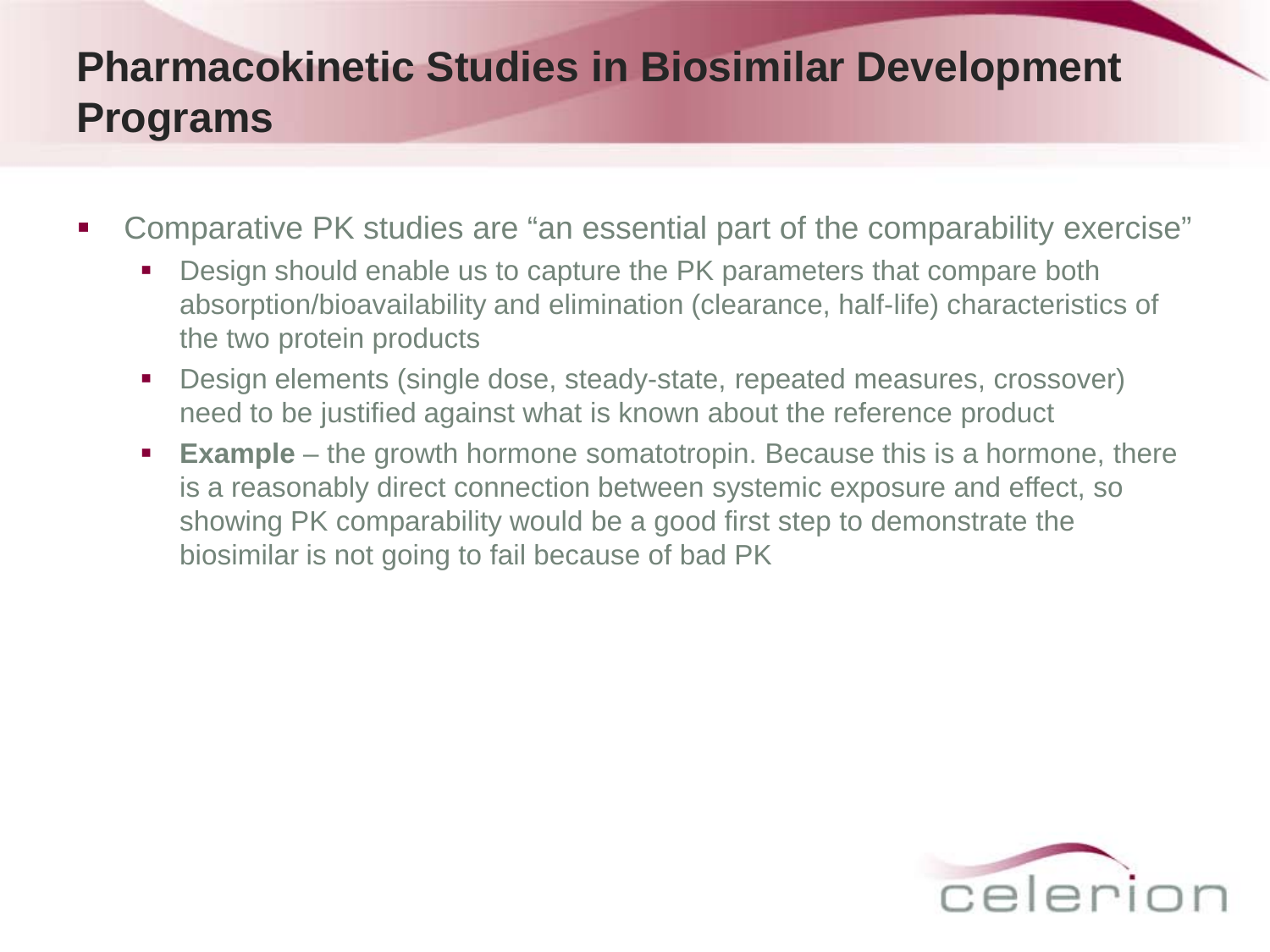# Pharmacokinetic Studies in Biosimilar Development Programs

- Comparative PK studies are “an essential part of the comparability exercise”
  - Design should enable us to capture the PK parameters that compare both absorption/bioavailability and elimination (clearance, half-life) characteristics of the two protein products
  - Design elements (single dose, steady-state, repeated measures, crossover) need to be justified against what is known about the reference product
  - **Example** – the growth hormone somatotropin. Because this is a hormone, there is a reasonably direct connection between systemic exposure and effect, so showing PK comparability would be a good first step to demonstrate the biosimilar is not going to fail because of bad PK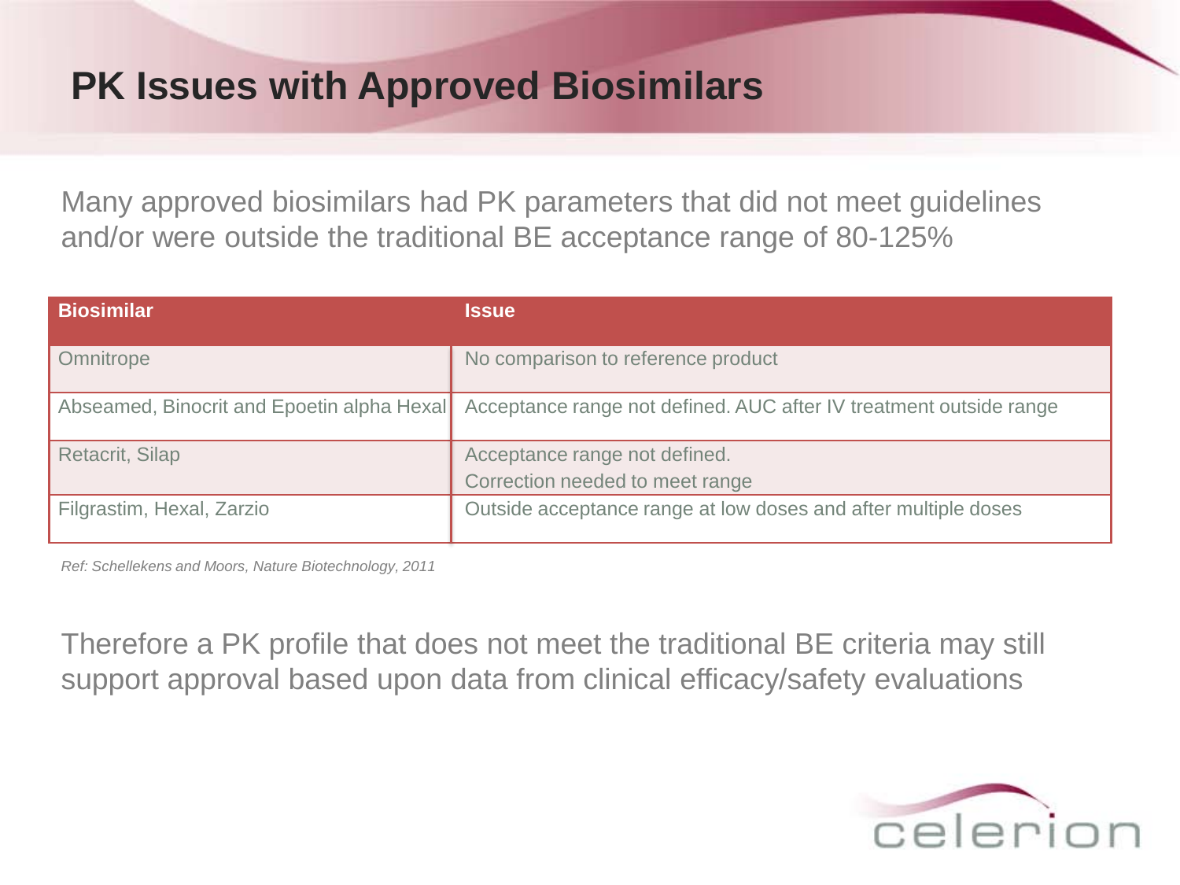# PK Issues with Approved Biosimilars

Many approved biosimilars had PK parameters that did not meet guidelines and/or were outside the traditional BE acceptance range of 80-125%

| Biosimilar | Issue |
|---|---|
| Omnitrope | No comparison to reference product |
| Abseamed, Binocrit and Epoetin alpha Hexal | Acceptance range not defined. AUC after IV treatment outside range |
| Retacrit, Silap | Acceptance range not defined.<br>Correction needed to meet range |
| Filgrastim, Hexal, Zarzio | Outside acceptance range at low doses and after multiple doses |

*Ref: Schellekens and Moors, Nature Biotechnology, 2011*

Therefore a PK profile that does not meet the traditional BE criteria may still support approval based upon data from clinical efficacy/safety evaluations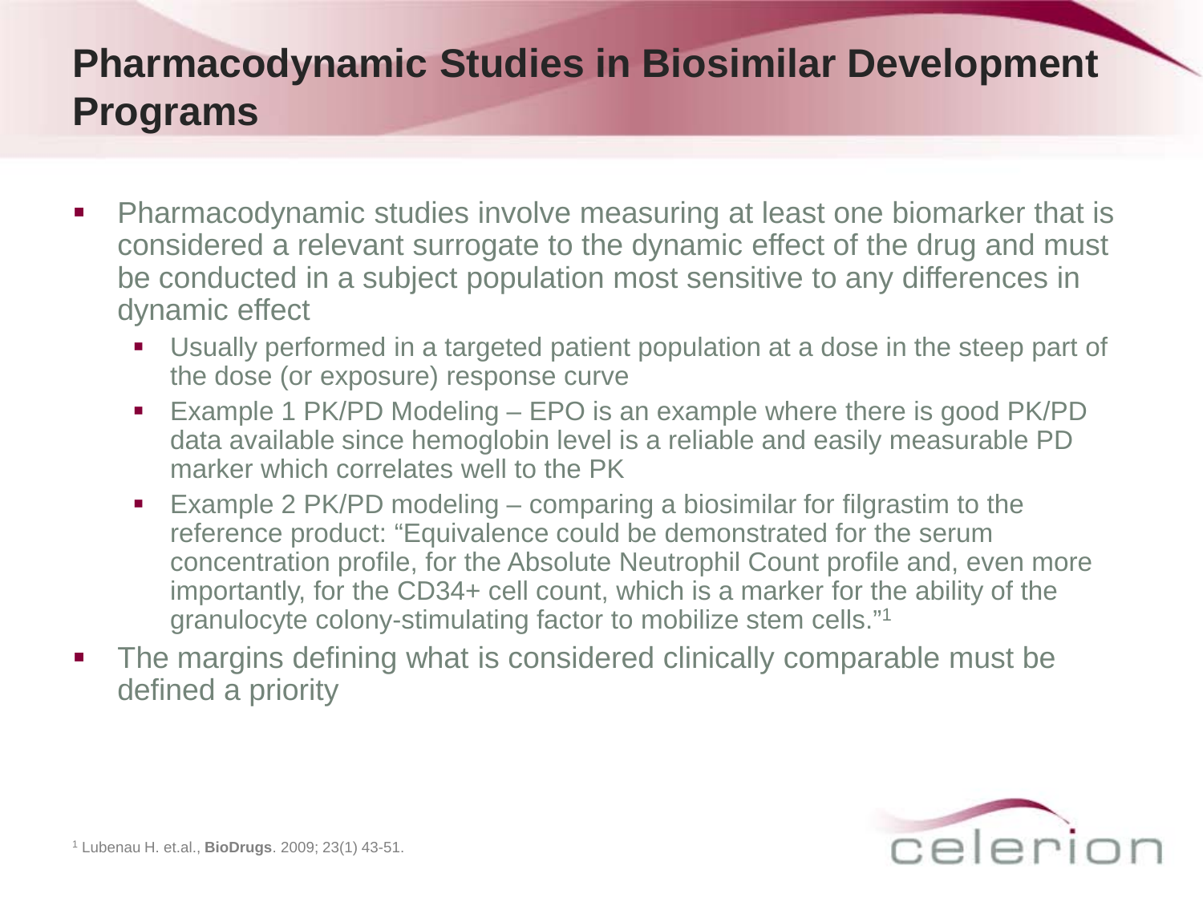# Pharmacodynamic Studies in Biosimilar Development Programs

- Pharmacodynamic studies involve measuring at least one biomarker that is considered a relevant surrogate to the dynamic effect of the drug and must be conducted in a subject population most sensitive to any differences in dynamic effect
  - Usually performed in a targeted patient population at a dose in the steep part of the dose (or exposure) response curve
  - Example 1 PK/PD Modeling – EPO is an example where there is good PK/PD data available since hemoglobin level is a reliable and easily measurable PD marker which correlates well to the PK
  - Example 2 PK/PD modeling – comparing a biosimilar for filgrastim to the reference product: “Equivalence could be demonstrated for the serum concentration profile, for the Absolute Neutrophil Count profile and, even more importantly, for the CD34+ cell count, which is a marker for the ability of the granulocyte colony-stimulating factor to mobilize stem cells.”[1]
- The margins defining what is considered clinically comparable must be defined a priority

[1] Lubenau H. et.al., **BioDrugs**. 2009; 23(1) 43-51.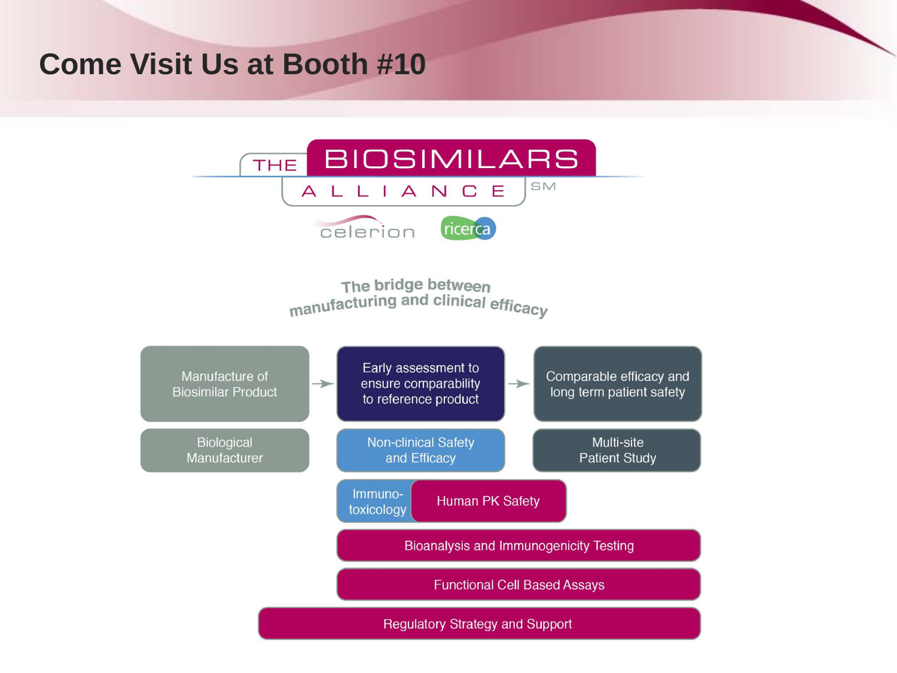# Come Visit Us at Booth #10

THE BIOSIMILARS ALLIANCE SM

celerion ricerca

The bridge between manufacturing and clinical efficacy

Manufacture of Biosimilar Product → Early assessment to ensure comparability to reference product → Comparable efficacy and long term patient safety

Biological Manufacturer

Non-clinical Safety and Efficacy

Multi-site Patient Study

Immuno-toxicology

Human PK Safety

Bioanalysis and Immunogenicity Testing

Functional Cell Based Assays

Regulatory Strategy and Support